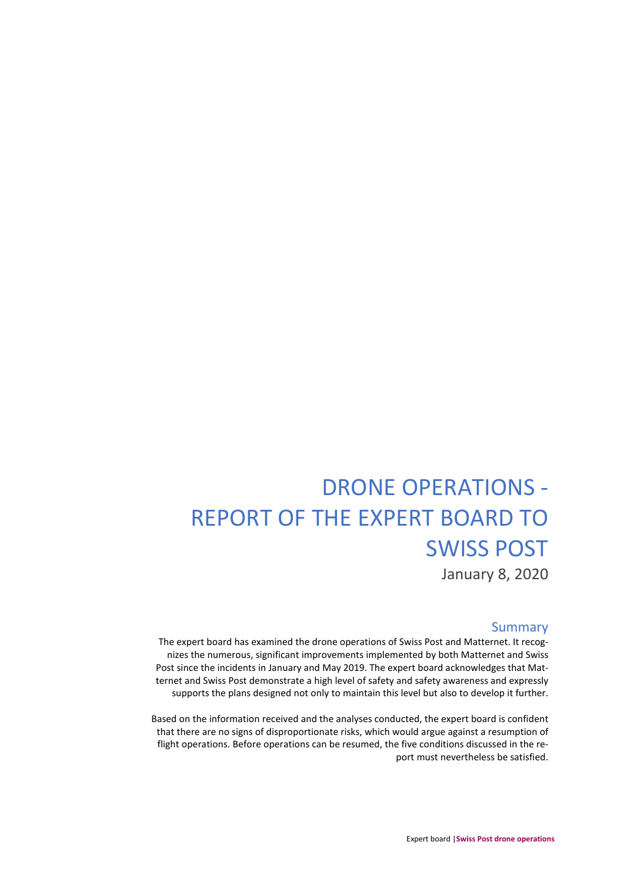# DRONE OPERATIONS - REPORT OF THE EXPERT BOARD TO SWISS POST

January 8, 2020

## Summary

The expert board has examined the drone operations of Swiss Post and Matternet. It recognizes the numerous, significant improvements implemented by both Matternet and Swiss Post since the incidents in January and May 2019. The expert board acknowledges that Matternet and Swiss Post demonstrate a high level of safety and safety awareness and expressly supports the plans designed not only to maintain this level but also to develop it further.

Based on the information received and the analyses conducted, the expert board is confident that there are no signs of disproportionate risks, which would argue against a resumption of flight operations. Before operations can be resumed, the five conditions discussed in the report must nevertheless be satisfied.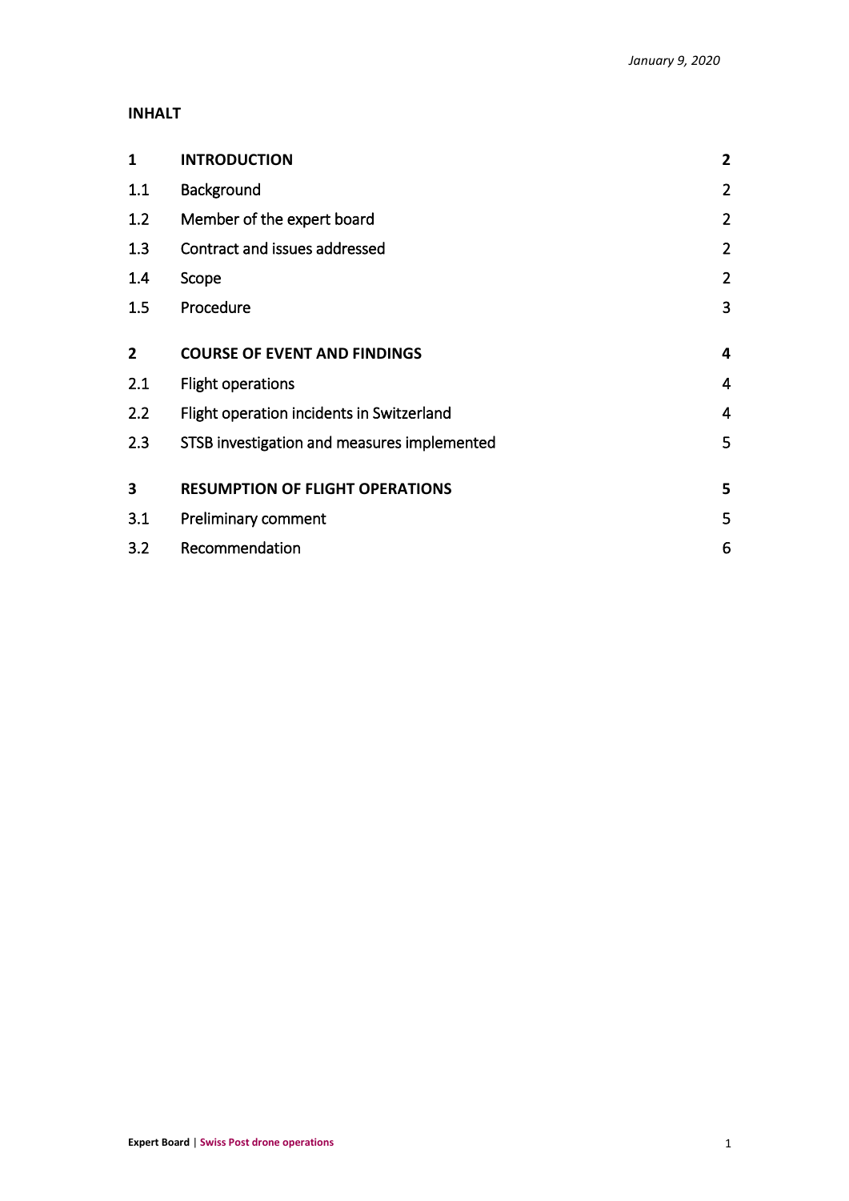*January 9, 2020*

**INHALT**

| | | |
|---|---|---|
| **1** | **INTRODUCTION** | **2** |
| 1.1 | Background | 2 |
| 1.2 | Member of the expert board | 2 |
| 1.3 | Contract and issues addressed | 2 |
| 1.4 | Scope | 2 |
| 1.5 | Procedure | 3 |
| **2** | **COURSE OF EVENT AND FINDINGS** | **4** |
| 2.1 | Flight operations | 4 |
| 2.2 | Flight operation incidents in Switzerland | 4 |
| 2.3 | STSB investigation and measures implemented | 5 |
| **3** | **RESUMPTION OF FLIGHT OPERATIONS** | **5** |
| 3.1 | Preliminary comment | 5 |
| 3.2 | Recommendation | 6 |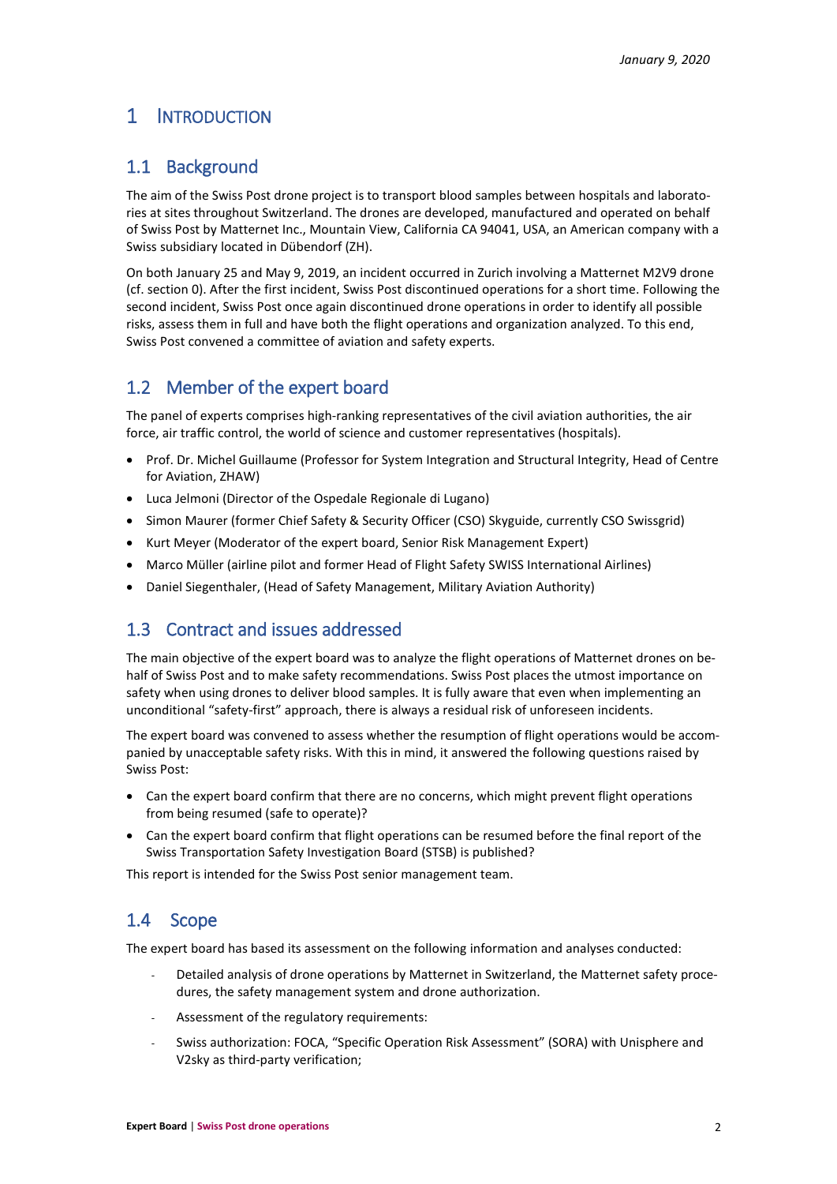January 9, 2020

# 1 Introduction

## 1.1 Background

The aim of the Swiss Post drone project is to transport blood samples between hospitals and laboratories at sites throughout Switzerland. The drones are developed, manufactured and operated on behalf of Swiss Post by Matternet Inc., Mountain View, California CA 94041, USA, an American company with a Swiss subsidiary located in Dübendorf (ZH).

On both January 25 and May 9, 2019, an incident occurred in Zurich involving a Matternet M2V9 drone (cf. section 0). After the first incident, Swiss Post discontinued operations for a short time. Following the second incident, Swiss Post once again discontinued drone operations in order to identify all possible risks, assess them in full and have both the flight operations and organization analyzed. To this end, Swiss Post convened a committee of aviation and safety experts.

## 1.2 Member of the expert board

The panel of experts comprises high-ranking representatives of the civil aviation authorities, the air force, air traffic control, the world of science and customer representatives (hospitals).

- Prof. Dr. Michel Guillaume (Professor for System Integration and Structural Integrity, Head of Centre for Aviation, ZHAW)
- Luca Jelmoni (Director of the Ospedale Regionale di Lugano)
- Simon Maurer (former Chief Safety & Security Officer (CSO) Skyguide, currently CSO Swissgrid)
- Kurt Meyer (Moderator of the expert board, Senior Risk Management Expert)
- Marco Müller (airline pilot and former Head of Flight Safety SWISS International Airlines)
- Daniel Siegenthaler, (Head of Safety Management, Military Aviation Authority)

## 1.3 Contract and issues addressed

The main objective of the expert board was to analyze the flight operations of Matternet drones on behalf of Swiss Post and to make safety recommendations. Swiss Post places the utmost importance on safety when using drones to deliver blood samples. It is fully aware that even when implementing an unconditional "safety-first" approach, there is always a residual risk of unforeseen incidents.

The expert board was convened to assess whether the resumption of flight operations would be accompanied by unacceptable safety risks. With this in mind, it answered the following questions raised by Swiss Post:

- Can the expert board confirm that there are no concerns, which might prevent flight operations from being resumed (safe to operate)?
- Can the expert board confirm that flight operations can be resumed before the final report of the Swiss Transportation Safety Investigation Board (STSB) is published?

This report is intended for the Swiss Post senior management team.

## 1.4 Scope

The expert board has based its assessment on the following information and analyses conducted:

- Detailed analysis of drone operations by Matternet in Switzerland, the Matternet safety procedures, the safety management system and drone authorization.
- Assessment of the regulatory requirements:
- Swiss authorization: FOCA, "Specific Operation Risk Assessment" (SORA) with Unisphere and V2sky as third-party verification;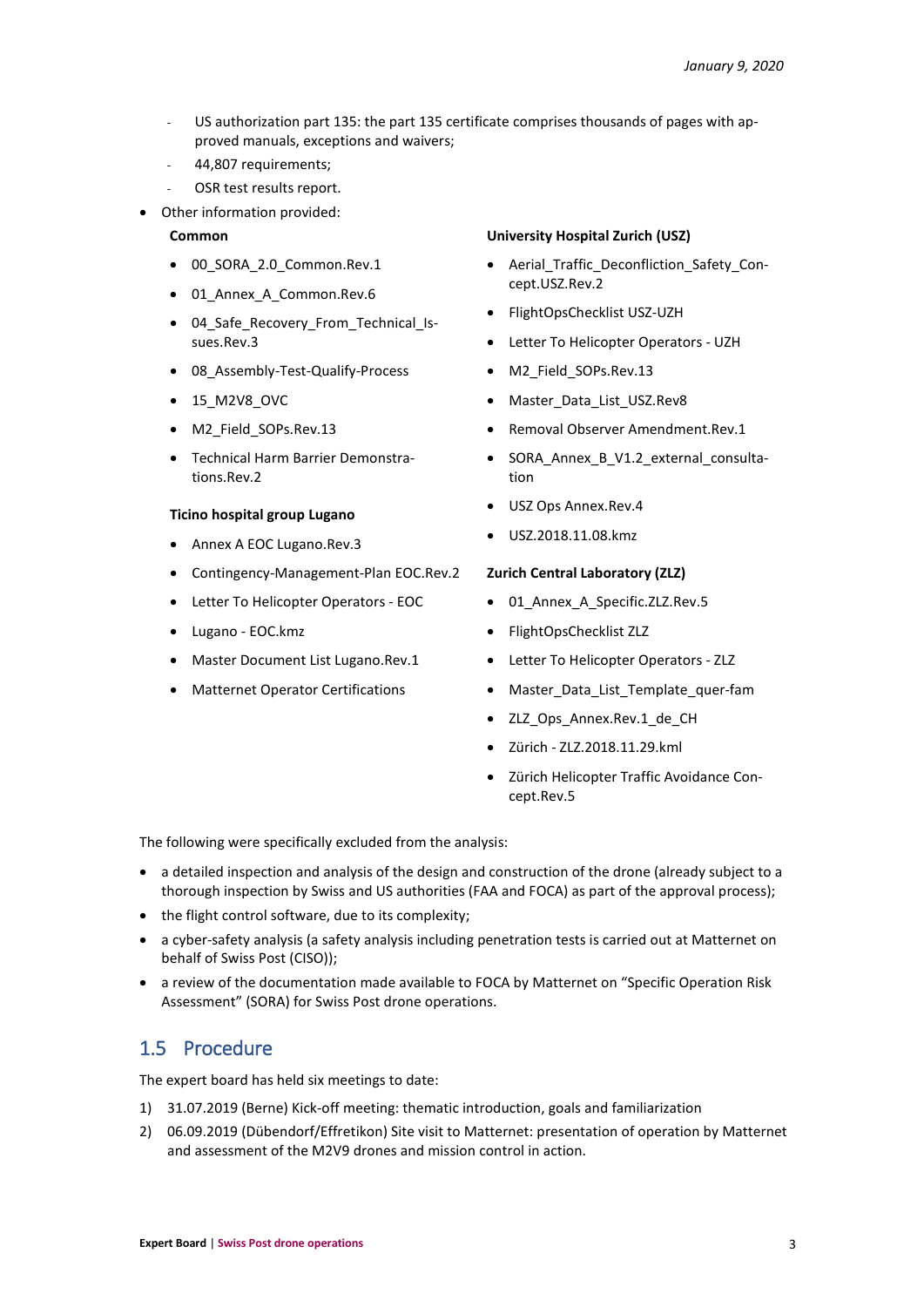- US authorization part 135: the part 135 certificate comprises thousands of pages with approved manuals, exceptions and waivers;
- 44,807 requirements;
- OSR test results report.

- Other information provided:

  **Common**

  - 00_SORA_2.0_Common.Rev.1
  - 01_Annex_A_Common.Rev.6
  - 04_Safe_Recovery_From_Technical_Issues.Rev.3
  - 08_Assembly-Test-Qualify-Process
  - 15_M2V8_OVC
  - M2_Field_SOPs.Rev.13
  - Technical Harm Barrier Demonstrations.Rev.2

  **Ticino hospital group Lugano**

  - Annex A EOC Lugano.Rev.3
  - Contingency-Management-Plan EOC.Rev.2
  - Letter To Helicopter Operators - EOC
  - Lugano - EOC.kmz
  - Master Document List Lugano.Rev.1
  - Matternet Operator Certifications

  **University Hospital Zurich (USZ)**

  - Aerial_Traffic_Deconfliction_Safety_Concept.USZ.Rev.2
  - FlightOpsChecklist USZ-UZH
  - Letter To Helicopter Operators - UZH
  - M2_Field_SOPs.Rev.13
  - Master_Data_List_USZ.Rev8
  - Removal Observer Amendment.Rev.1
  - SORA_Annex_B_V1.2_external_consultation
  - USZ Ops Annex.Rev.4
  - USZ.2018.11.08.kmz

  **Zurich Central Laboratory (ZLZ)**

  - 01_Annex_A_Specific.ZLZ.Rev.5
  - FlightOpsChecklist ZLZ
  - Letter To Helicopter Operators - ZLZ
  - Master_Data_List_Template_quer-fam
  - ZLZ_Ops_Annex.Rev.1_de_CH
  - Zürich - ZLZ.2018.11.29.kml
  - Zürich Helicopter Traffic Avoidance Concept.Rev.5

The following were specifically excluded from the analysis:

- a detailed inspection and analysis of the design and construction of the drone (already subject to a thorough inspection by Swiss and US authorities (FAA and FOCA) as part of the approval process);
- the flight control software, due to its complexity;
- a cyber-safety analysis (a safety analysis including penetration tests is carried out at Matternet on behalf of Swiss Post (CISO));
- a review of the documentation made available to FOCA by Matternet on "Specific Operation Risk Assessment" (SORA) for Swiss Post drone operations.

## 1.5 Procedure

The expert board has held six meetings to date:

1) 31.07.2019 (Berne) Kick-off meeting: thematic introduction, goals and familiarization
2) 06.09.2019 (Dübendorf/Effretikon) Site visit to Matternet: presentation of operation by Matternet and assessment of the M2V9 drones and mission control in action.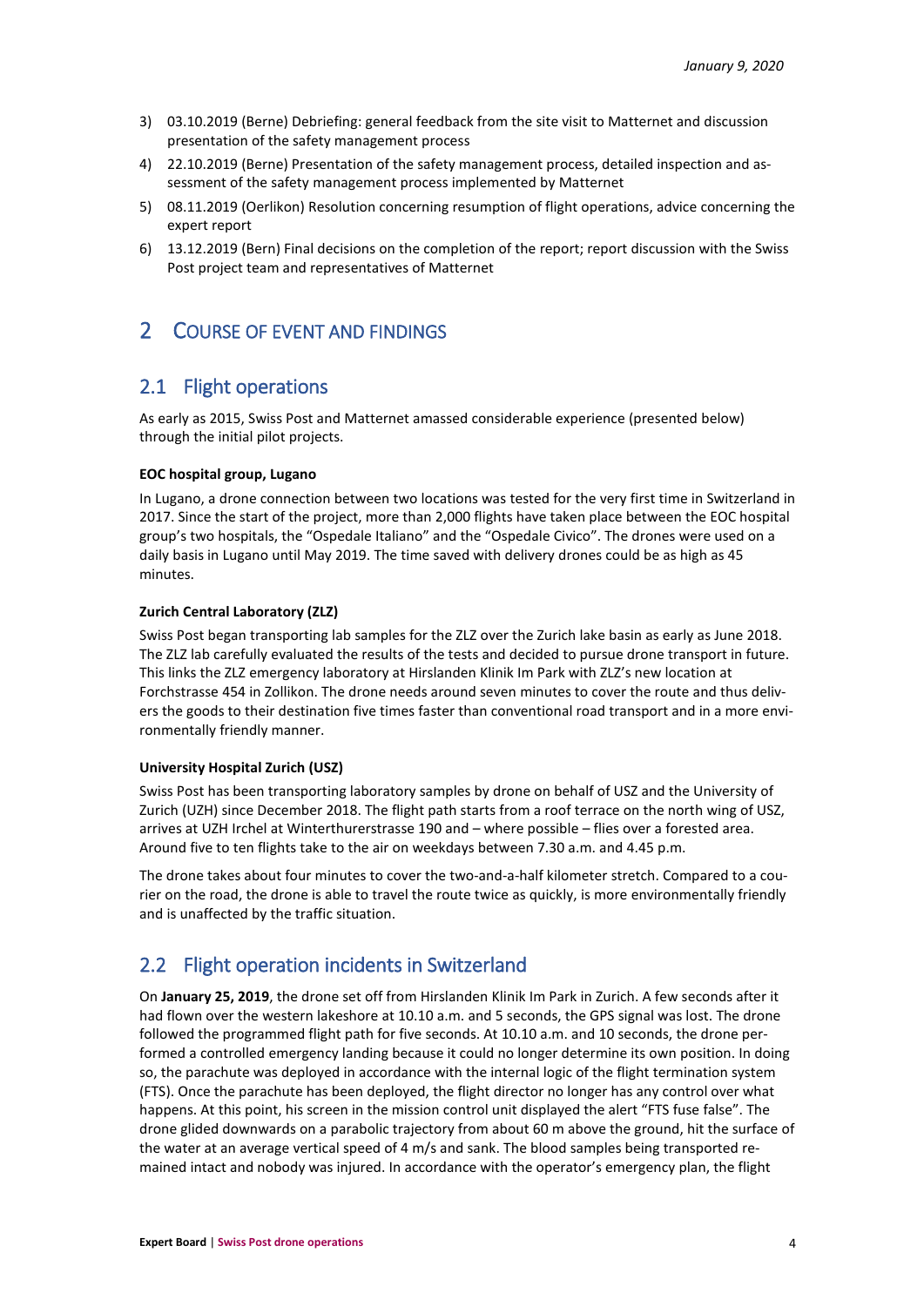3) 03.10.2019 (Berne) Debriefing: general feedback from the site visit to Matternet and discussion presentation of the safety management process
4) 22.10.2019 (Berne) Presentation of the safety management process, detailed inspection and assessment of the safety management process implemented by Matternet
5) 08.11.2019 (Oerlikon) Resolution concerning resumption of flight operations, advice concerning the expert report
6) 13.12.2019 (Bern) Final decisions on the completion of the report; report discussion with the Swiss Post project team and representatives of Matternet

# 2 COURSE OF EVENT AND FINDINGS

## 2.1 Flight operations

As early as 2015, Swiss Post and Matternet amassed considerable experience (presented below) through the initial pilot projects.

**EOC hospital group, Lugano**

In Lugano, a drone connection between two locations was tested for the very first time in Switzerland in 2017. Since the start of the project, more than 2,000 flights have taken place between the EOC hospital group's two hospitals, the "Ospedale Italiano" and the "Ospedale Civico". The drones were used on a daily basis in Lugano until May 2019. The time saved with delivery drones could be as high as 45 minutes.

**Zurich Central Laboratory (ZLZ)**

Swiss Post began transporting lab samples for the ZLZ over the Zurich lake basin as early as June 2018. The ZLZ lab carefully evaluated the results of the tests and decided to pursue drone transport in future. This links the ZLZ emergency laboratory at Hirslanden Klinik Im Park with ZLZ's new location at Forchstrasse 454 in Zollikon. The drone needs around seven minutes to cover the route and thus delivers the goods to their destination five times faster than conventional road transport and in a more environmentally friendly manner.

**University Hospital Zurich (USZ)**

Swiss Post has been transporting laboratory samples by drone on behalf of USZ and the University of Zurich (UZH) since December 2018. The flight path starts from a roof terrace on the north wing of USZ, arrives at UZH Irchel at Winterthurerstrasse 190 and – where possible – flies over a forested area. Around five to ten flights take to the air on weekdays between 7.30 a.m. and 4.45 p.m.

The drone takes about four minutes to cover the two-and-a-half kilometer stretch. Compared to a courier on the road, the drone is able to travel the route twice as quickly, is more environmentally friendly and is unaffected by the traffic situation.

## 2.2 Flight operation incidents in Switzerland

On **January 25, 2019**, the drone set off from Hirslanden Klinik Im Park in Zurich. A few seconds after it had flown over the western lakeshore at 10.10 a.m. and 5 seconds, the GPS signal was lost. The drone followed the programmed flight path for five seconds. At 10.10 a.m. and 10 seconds, the drone performed a controlled emergency landing because it could no longer determine its own position. In doing so, the parachute was deployed in accordance with the internal logic of the flight termination system (FTS). Once the parachute has been deployed, the flight director no longer has any control over what happens. At this point, his screen in the mission control unit displayed the alert "FTS fuse false". The drone glided downwards on a parabolic trajectory from about 60 m above the ground, hit the surface of the water at an average vertical speed of 4 m/s and sank. The blood samples being transported remained intact and nobody was injured. In accordance with the operator's emergency plan, the flight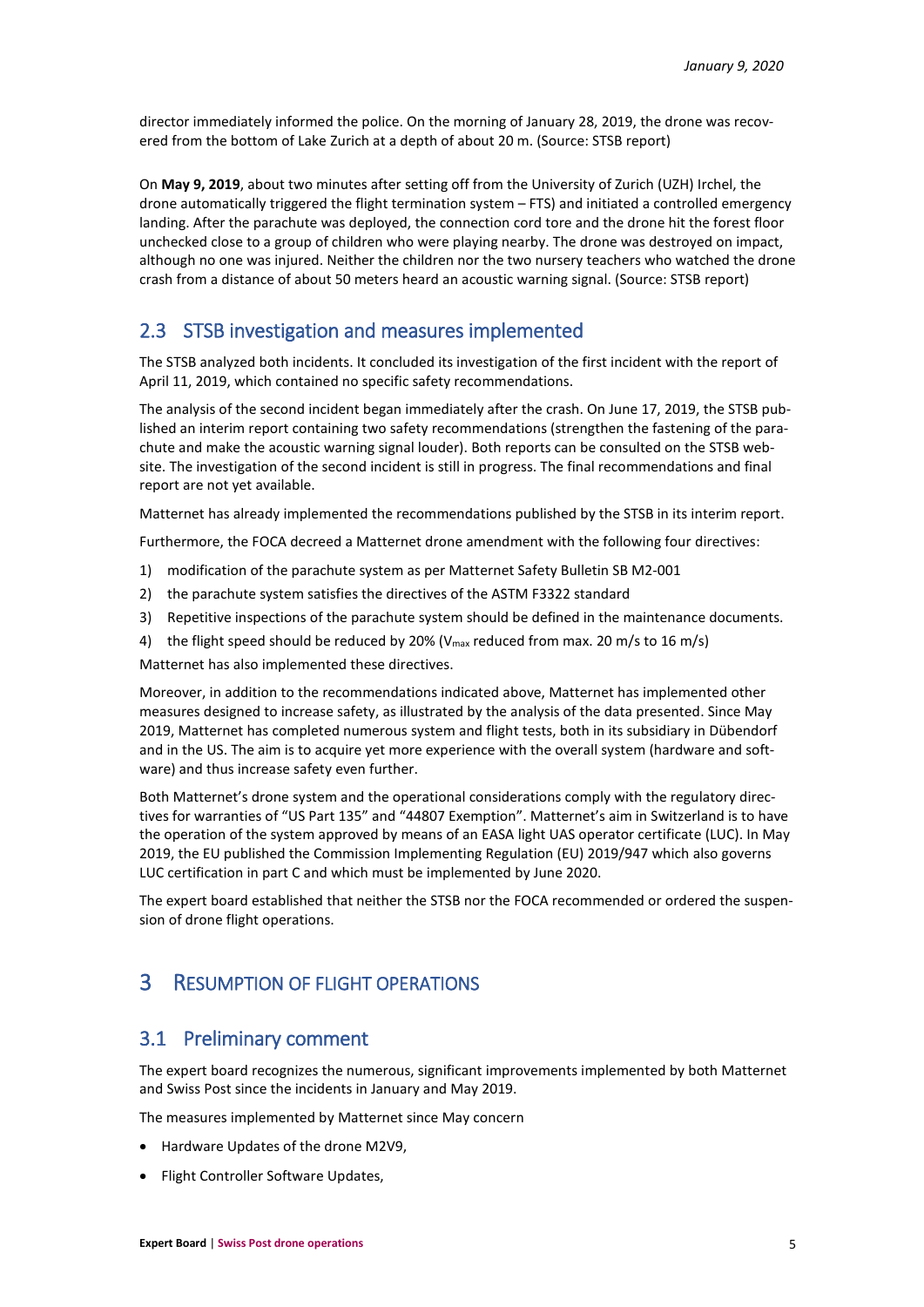director immediately informed the police. On the morning of January 28, 2019, the drone was recovered from the bottom of Lake Zurich at a depth of about 20 m. (Source: STSB report)

On **May 9, 2019**, about two minutes after setting off from the University of Zurich (UZH) Irchel, the drone automatically triggered the flight termination system – FTS) and initiated a controlled emergency landing. After the parachute was deployed, the connection cord tore and the drone hit the forest floor unchecked close to a group of children who were playing nearby. The drone was destroyed on impact, although no one was injured. Neither the children nor the two nursery teachers who watched the drone crash from a distance of about 50 meters heard an acoustic warning signal. (Source: STSB report)

## 2.3 STSB investigation and measures implemented

The STSB analyzed both incidents. It concluded its investigation of the first incident with the report of April 11, 2019, which contained no specific safety recommendations.

The analysis of the second incident began immediately after the crash. On June 17, 2019, the STSB published an interim report containing two safety recommendations (strengthen the fastening of the parachute and make the acoustic warning signal louder). Both reports can be consulted on the STSB website. The investigation of the second incident is still in progress. The final recommendations and final report are not yet available.

Matternet has already implemented the recommendations published by the STSB in its interim report.

Furthermore, the FOCA decreed a Matternet drone amendment with the following four directives:

1) modification of the parachute system as per Matternet Safety Bulletin SB M2-001
2) the parachute system satisfies the directives of the ASTM F3322 standard
3) Repetitive inspections of the parachute system should be defined in the maintenance documents.
4) the flight speed should be reduced by 20% ($V_{max}$ reduced from max. 20 m/s to 16 m/s)

Matternet has also implemented these directives.

Moreover, in addition to the recommendations indicated above, Matternet has implemented other measures designed to increase safety, as illustrated by the analysis of the data presented. Since May 2019, Matternet has completed numerous system and flight tests, both in its subsidiary in Dübendorf and in the US. The aim is to acquire yet more experience with the overall system (hardware and software) and thus increase safety even further.

Both Matternet's drone system and the operational considerations comply with the regulatory directives for warranties of "US Part 135" and "44807 Exemption". Matternet's aim in Switzerland is to have the operation of the system approved by means of an EASA light UAS operator certificate (LUC). In May 2019, the EU published the Commission Implementing Regulation (EU) 2019/947 which also governs LUC certification in part C and which must be implemented by June 2020.

The expert board established that neither the STSB nor the FOCA recommended or ordered the suspension of drone flight operations.

# 3 Resumption of flight operations

## 3.1 Preliminary comment

The expert board recognizes the numerous, significant improvements implemented by both Matternet and Swiss Post since the incidents in January and May 2019.

The measures implemented by Matternet since May concern

- Hardware Updates of the drone M2V9,
- Flight Controller Software Updates,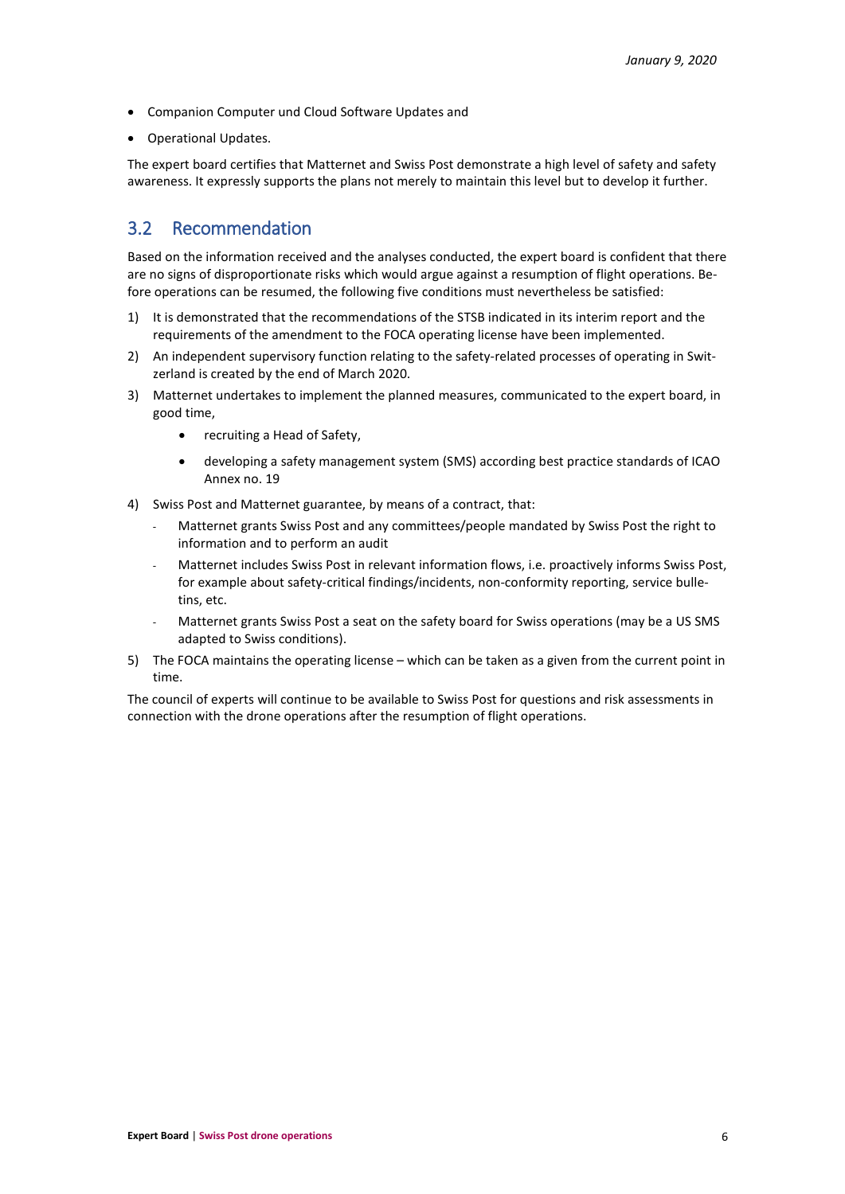- Companion Computer und Cloud Software Updates and
- Operational Updates.

The expert board certifies that Matternet and Swiss Post demonstrate a high level of safety and safety awareness. It expressly supports the plans not merely to maintain this level but to develop it further.

## 3.2 Recommendation

Based on the information received and the analyses conducted, the expert board is confident that there are no signs of disproportionate risks which would argue against a resumption of flight operations. Before operations can be resumed, the following five conditions must nevertheless be satisfied:

1) It is demonstrated that the recommendations of the STSB indicated in its interim report and the requirements of the amendment to the FOCA operating license have been implemented.
2) An independent supervisory function relating to the safety-related processes of operating in Switzerland is created by the end of March 2020.
3) Matternet undertakes to implement the planned measures, communicated to the expert board, in good time,
    - recruiting a Head of Safety,
    - developing a safety management system (SMS) according best practice standards of ICAO Annex no. 19
4) Swiss Post and Matternet guarantee, by means of a contract, that:
    - Matternet grants Swiss Post and any committees/people mandated by Swiss Post the right to information and to perform an audit
    - Matternet includes Swiss Post in relevant information flows, i.e. proactively informs Swiss Post, for example about safety-critical findings/incidents, non-conformity reporting, service bulletins, etc.
    - Matternet grants Swiss Post a seat on the safety board for Swiss operations (may be a US SMS adapted to Swiss conditions).
5) The FOCA maintains the operating license – which can be taken as a given from the current point in time.

The council of experts will continue to be available to Swiss Post for questions and risk assessments in connection with the drone operations after the resumption of flight operations.